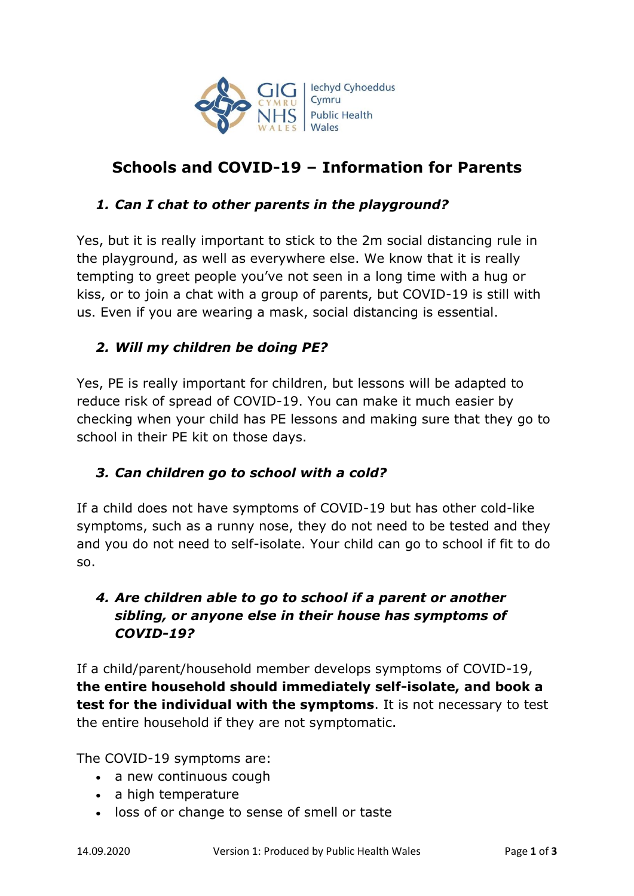# Schools and COVID-19 – Information for Parents

### *1. Can I chat to other parents in the playground?*

Yes, but it is really important to stick to the 2m social distancing rule in the playground, as well as everywhere else. We know that it is really tempting to greet people you've not seen in a long time with a hug or kiss, or to join a chat with a group of parents, but COVID-19 is still with us. Even if you are wearing a mask, social distancing is essential.

### *2. Will my children be doing PE?*

Yes, PE is really important for children, but lessons will be adapted to reduce risk of spread of COVID-19. You can make it much easier by checking when your child has PE lessons and making sure that they go to school in their PE kit on those days.

### *3. Can children go to school with a cold?*

If a child does not have symptoms of COVID-19 but has other cold-like symptoms, such as a runny nose, they do not need to be tested and they and you do not need to self-isolate. Your child can go to school if fit to do so.

### *4. Are children able to go to school if a parent or another sibling, or anyone else in their house has symptoms of COVID-19?*

If a child/parent/household member develops symptoms of COVID-19, **the entire household should immediately self-isolate, and book a test for the individual with the symptoms**. It is not necessary to test the entire household if they are not symptomatic.

The COVID-19 symptoms are:

- a new continuous cough
- a high temperature
- loss of or change to sense of smell or taste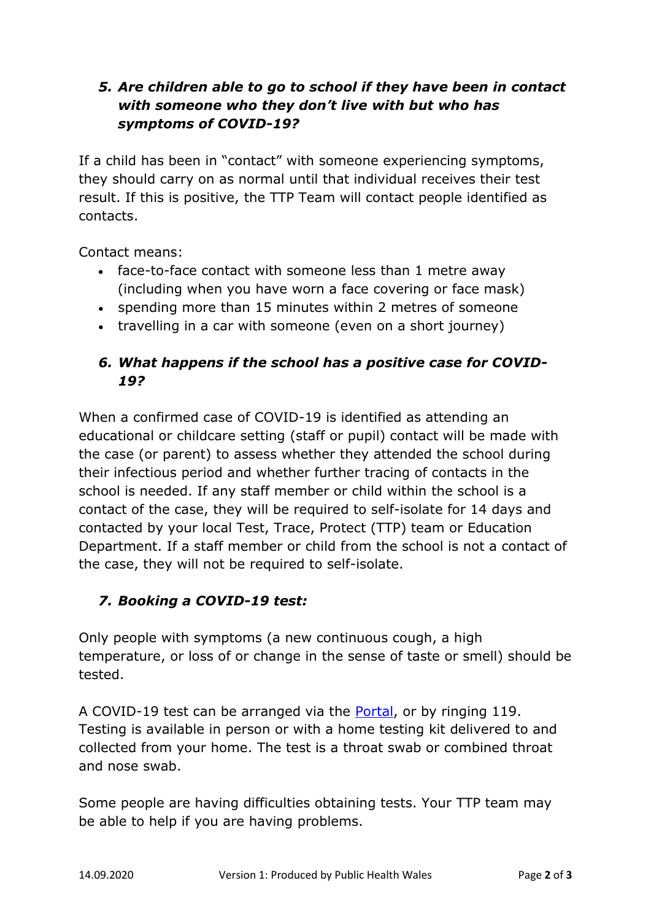### *5. Are children able to go to school if they have been in contact with someone who they don't live with but who has symptoms of COVID-19?*

If a child has been in "contact" with someone experiencing symptoms, they should carry on as normal until that individual receives their test result. If this is positive, the TTP Team will contact people identified as contacts.

Contact means:

- face-to-face contact with someone less than 1 metre away (including when you have worn a face covering or face mask)
- spending more than 15 minutes within 2 metres of someone
- travelling in a car with someone (even on a short journey)

### *6. What happens if the school has a positive case for COVID-19?*

When a confirmed case of COVID-19 is identified as attending an educational or childcare setting (staff or pupil) contact will be made with the case (or parent) to assess whether they attended the school during their infectious period and whether further tracing of contacts in the school is needed. If any staff member or child within the school is a contact of the case, they will be required to self-isolate for 14 days and contacted by your local Test, Trace, Protect (TTP) team or Education Department. If a staff member or child from the school is not a contact of the case, they will not be required to self-isolate.

### *7. Booking a COVID-19 test:*

Only people with symptoms (a new continuous cough, a high temperature, or loss of or change in the sense of taste or smell) should be tested.

A COVID-19 test can be arranged via the Portal, or by ringing 119. Testing is available in person or with a home testing kit delivered to and collected from your home. The test is a throat swab or combined throat and nose swab.

Some people are having difficulties obtaining tests. Your TTP team may be able to help if you are having problems.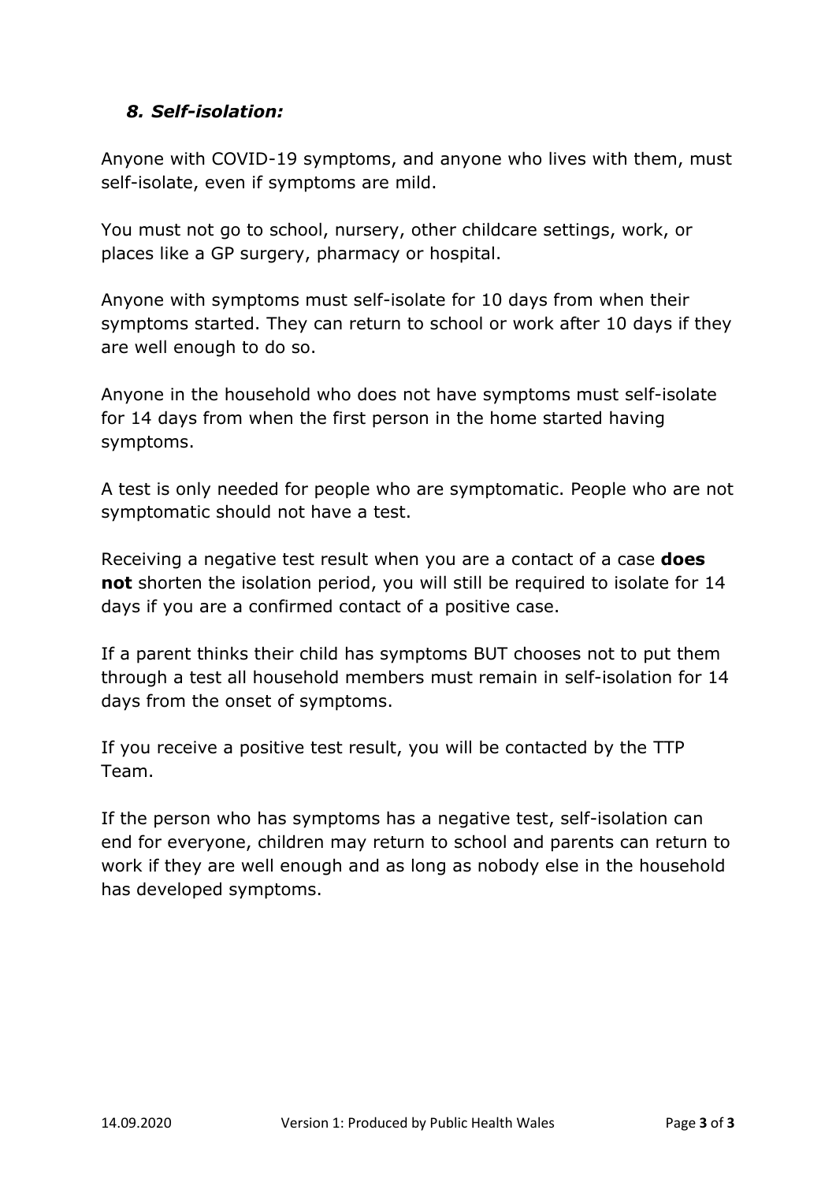### *8. Self-isolation:*

Anyone with COVID-19 symptoms, and anyone who lives with them, must self-isolate, even if symptoms are mild.

You must not go to school, nursery, other childcare settings, work, or places like a GP surgery, pharmacy or hospital.

Anyone with symptoms must self-isolate for 10 days from when their symptoms started. They can return to school or work after 10 days if they are well enough to do so.

Anyone in the household who does not have symptoms must self-isolate for 14 days from when the first person in the home started having symptoms.

A test is only needed for people who are symptomatic. People who are not symptomatic should not have a test.

Receiving a negative test result when you are a contact of a case **does not** shorten the isolation period, you will still be required to isolate for 14 days if you are a confirmed contact of a positive case.

If a parent thinks their child has symptoms BUT chooses not to put them through a test all household members must remain in self-isolation for 14 days from the onset of symptoms.

If you receive a positive test result, you will be contacted by the TTP Team.

If the person who has symptoms has a negative test, self-isolation can end for everyone, children may return to school and parents can return to work if they are well enough and as long as nobody else in the household has developed symptoms.